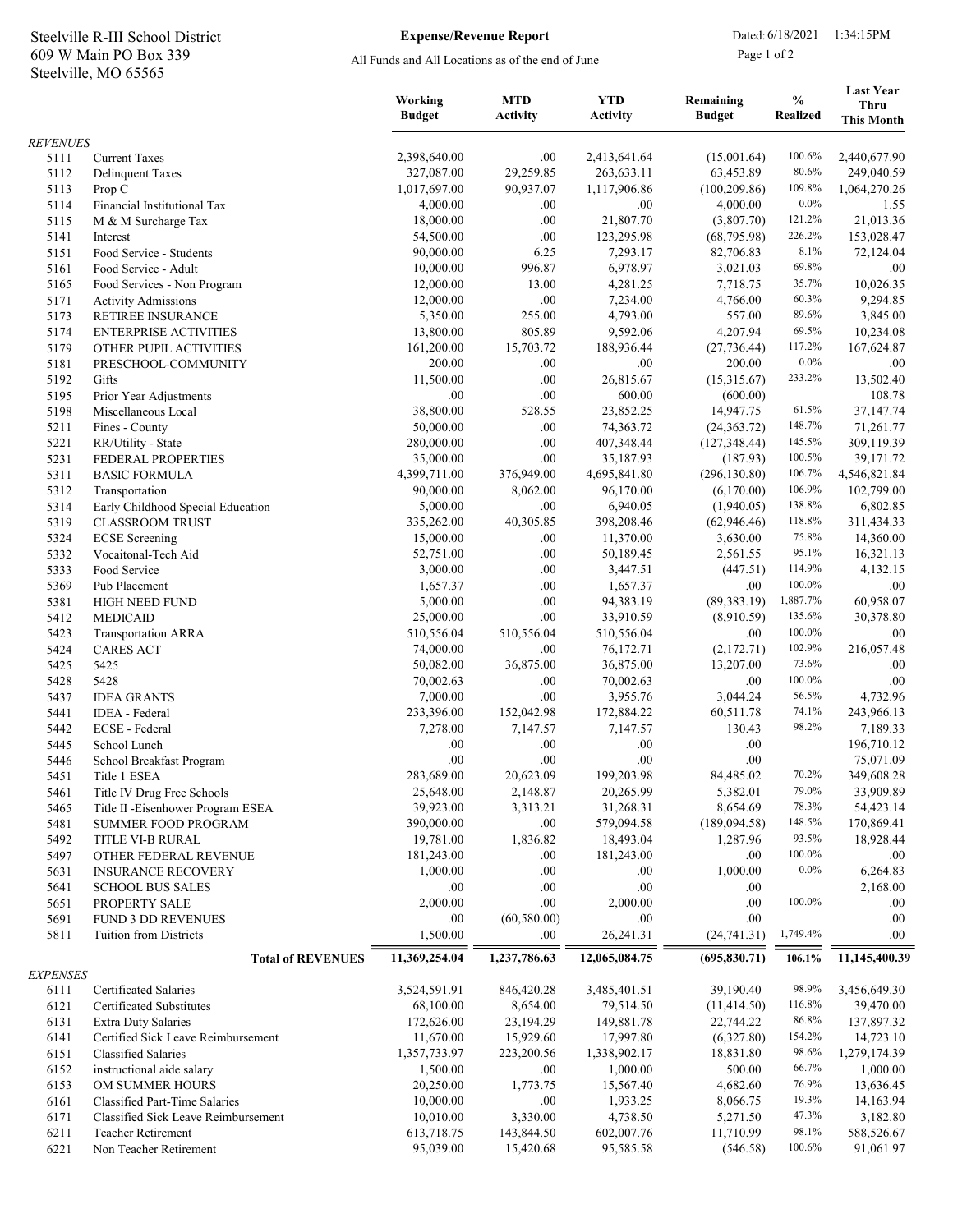Steelville R-III School District
609 W Main PO Box 339
Steelville, MO 65565

**Expense/Revenue Report**

All Funds and All Locations as of the end of June

Dated: 6/18/2021 1:34:15PM

| | | Working Budget | MTD Activity | YTD Activity | Remaining Budget | % Realized | Last Year Thru This Month |
|---|---|---|---|---|---|---|---|
| *REVENUES* | | | | | | | |
| 5111 | Current Taxes | 2,398,640.00 | .00 | 2,413,641.64 | (15,001.64) | 100.6% | 2,440,677.90 |
| 5112 | Delinquent Taxes | 327,087.00 | 29,259.85 | 263,633.11 | 63,453.89 | 80.6% | 249,040.59 |
| 5113 | Prop C | 1,017,697.00 | 90,937.07 | 1,117,906.86 | (100,209.86) | 109.8% | 1,064,270.26 |
| 5114 | Financial Institutional Tax | 4,000.00 | .00 | .00 | 4,000.00 | 0.0% | 1.55 |
| 5115 | M & M Surcharge Tax | 18,000.00 | .00 | 21,807.70 | (3,807.70) | 121.2% | 21,013.36 |
| 5141 | Interest | 54,500.00 | .00 | 123,295.98 | (68,795.98) | 226.2% | 153,028.47 |
| 5151 | Food Service - Students | 90,000.00 | 6.25 | 7,293.17 | 82,706.83 | 8.1% | 72,124.04 |
| 5161 | Food Service - Adult | 10,000.00 | 996.87 | 6,978.97 | 3,021.03 | 69.8% | .00 |
| 5165 | Food Services - Non Program | 12,000.00 | 13.00 | 4,281.25 | 7,718.75 | 35.7% | 10,026.35 |
| 5171 | Activity Admissions | 12,000.00 | .00 | 7,234.00 | 4,766.00 | 60.3% | 9,294.85 |
| 5173 | RETIREE INSURANCE | 5,350.00 | 255.00 | 4,793.00 | 557.00 | 89.6% | 3,845.00 |
| 5174 | ENTERPRISE ACTIVITIES | 13,800.00 | 805.89 | 9,592.06 | 4,207.94 | 69.5% | 10,234.08 |
| 5179 | OTHER PUPIL ACTIVITIES | 161,200.00 | 15,703.72 | 188,936.44 | (27,736.44) | 117.2% | 167,624.87 |
| 5181 | PRESCHOOL-COMMUNITY | 200.00 | .00 | .00 | 200.00 | 0.0% | .00 |
| 5192 | Gifts | 11,500.00 | .00 | 26,815.67 | (15,315.67) | 233.2% | 13,502.40 |
| 5195 | Prior Year Adjustments | .00 | .00 | 600.00 | (600.00) | | 108.78 |
| 5198 | Miscellaneous Local | 38,800.00 | 528.55 | 23,852.25 | 14,947.75 | 61.5% | 37,147.74 |
| 5211 | Fines - County | 50,000.00 | .00 | 74,363.72 | (24,363.72) | 148.7% | 71,261.77 |
| 5221 | RR/Utility - State | 280,000.00 | .00 | 407,348.44 | (127,348.44) | 145.5% | 309,119.39 |
| 5231 | FEDERAL PROPERTIES | 35,000.00 | .00 | 35,187.93 | (187.93) | 100.5% | 39,171.72 |
| 5311 | BASIC FORMULA | 4,399,711.00 | 376,949.00 | 4,695,841.80 | (296,130.80) | 106.7% | 4,546,821.84 |
| 5312 | Transportation | 90,000.00 | 8,062.00 | 96,170.00 | (6,170.00) | 106.9% | 102,799.00 |
| 5314 | Early Childhood Special Education | 5,000.00 | .00 | 6,940.05 | (1,940.05) | 138.8% | 6,802.85 |
| 5319 | CLASSROOM TRUST | 335,262.00 | 40,305.85 | 398,208.46 | (62,946.46) | 118.8% | 311,434.33 |
| 5324 | ECSE Screening | 15,000.00 | .00 | 11,370.00 | 3,630.00 | 75.8% | 14,360.00 |
| 5332 | Vocaitonal-Tech Aid | 52,751.00 | .00 | 50,189.45 | 2,561.55 | 95.1% | 16,321.13 |
| 5333 | Food Service | 3,000.00 | .00 | 3,447.51 | (447.51) | 114.9% | 4,132.15 |
| 5369 | Pub Placement | 1,657.37 | .00 | 1,657.37 | .00 | 100.0% | .00 |
| 5381 | HIGH NEED FUND | 5,000.00 | .00 | 94,383.19 | (89,383.19) | 1,887.7% | 60,958.07 |
| 5412 | MEDICAID | 25,000.00 | .00 | 33,910.59 | (8,910.59) | 135.6% | 30,378.80 |
| 5423 | Transportation ARRA | 510,556.04 | 510,556.04 | 510,556.04 | .00 | 100.0% | .00 |
| 5424 | CARES ACT | 74,000.00 | .00 | 76,172.71 | (2,172.71) | 102.9% | 216,057.48 |
| 5425 | 5425 | 50,082.00 | 36,875.00 | 36,875.00 | 13,207.00 | 73.6% | .00 |
| 5428 | 5428 | 70,002.63 | .00 | 70,002.63 | .00 | 100.0% | .00 |
| 5437 | IDEA GRANTS | 7,000.00 | .00 | 3,955.76 | 3,044.24 | 56.5% | 4,732.96 |
| 5441 | IDEA - Federal | 233,396.00 | 152,042.98 | 172,884.22 | 60,511.78 | 74.1% | 243,966.13 |
| 5442 | ECSE - Federal | 7,278.00 | 7,147.57 | 7,147.57 | 130.43 | 98.2% | 7,189.33 |
| 5445 | School Lunch | .00 | .00 | .00 | .00 | | 196,710.12 |
| 5446 | School Breakfast Program | .00 | .00 | .00 | .00 | | 75,071.09 |
| 5451 | Title 1 ESEA | 283,689.00 | 20,623.09 | 199,203.98 | 84,485.02 | 70.2% | 349,608.28 |
| 5461 | Title IV Drug Free Schools | 25,648.00 | 2,148.87 | 20,265.99 | 5,382.01 | 79.0% | 33,909.89 |
| 5465 | Title II -Eisenhower Program ESEA | 39,923.00 | 3,313.21 | 31,268.31 | 8,654.69 | 78.3% | 54,423.14 |
| 5481 | SUMMER FOOD PROGRAM | 390,000.00 | .00 | 579,094.58 | (189,094.58) | 148.5% | 170,869.41 |
| 5492 | TITLE VI-B RURAL | 19,781.00 | 1,836.82 | 18,493.04 | 1,287.96 | 93.5% | 18,928.44 |
| 5497 | OTHER FEDERAL REVENUE | 181,243.00 | .00 | 181,243.00 | .00 | 100.0% | .00 |
| 5631 | INSURANCE RECOVERY | 1,000.00 | .00 | .00 | 1,000.00 | 0.0% | 6,264.83 |
| 5641 | SCHOOL BUS SALES | .00 | .00 | .00 | .00 | | 2,168.00 |
| 5651 | PROPERTY SALE | 2,000.00 | .00 | 2,000.00 | .00 | 100.0% | .00 |
| 5691 | FUND 3 DD REVENUES | .00 | (60,580.00) | .00 | .00 | | .00 |
| 5811 | Tuition from Districts | 1,500.00 | .00 | 26,241.31 | (24,741.31) | 1,749.4% | .00 |
| | **Total of REVENUES** | **11,369,254.04** | **1,237,786.63** | **12,065,084.75** | **(695,830.71)** | **106.1%** | **11,145,400.39** |
| *EXPENSES* | | | | | | | |
| 6111 | Certificated Salaries | 3,524,591.91 | 846,420.28 | 3,485,401.51 | 39,190.40 | 98.9% | 3,456,649.30 |
| 6121 | Certificated Substitutes | 68,100.00 | 8,654.00 | 79,514.50 | (11,414.50) | 116.8% | 39,470.00 |
| 6131 | Extra Duty Salaries | 172,626.00 | 23,194.29 | 149,881.78 | 22,744.22 | 86.8% | 137,897.32 |
| 6141 | Certified Sick Leave Reimbursement | 11,670.00 | 15,929.60 | 17,997.80 | (6,327.80) | 154.2% | 14,723.10 |
| 6151 | Classified Salaries | 1,357,733.97 | 223,200.56 | 1,338,902.17 | 18,831.80 | 98.6% | 1,279,174.39 |
| 6152 | instructional aide salary | 1,500.00 | .00 | 1,000.00 | 500.00 | 66.7% | 1,000.00 |
| 6153 | OM SUMMER HOURS | 20,250.00 | 1,773.75 | 15,567.40 | 4,682.60 | 76.9% | 13,636.45 |
| 6161 | Classified Part-Time Salaries | 10,000.00 | .00 | 1,933.25 | 8,066.75 | 19.3% | 14,163.94 |
| 6171 | Classified Sick Leave Reimbursement | 10,010.00 | 3,330.00 | 4,738.50 | 5,271.50 | 47.3% | 3,182.80 |
| 6211 | Teacher Retirement | 613,718.75 | 143,844.50 | 602,007.76 | 11,710.99 | 98.1% | 588,526.67 |
| 6221 | Non Teacher Retirement | 95,039.00 | 15,420.68 | 95,585.58 | (546.58) | 100.6% | 91,061.97 |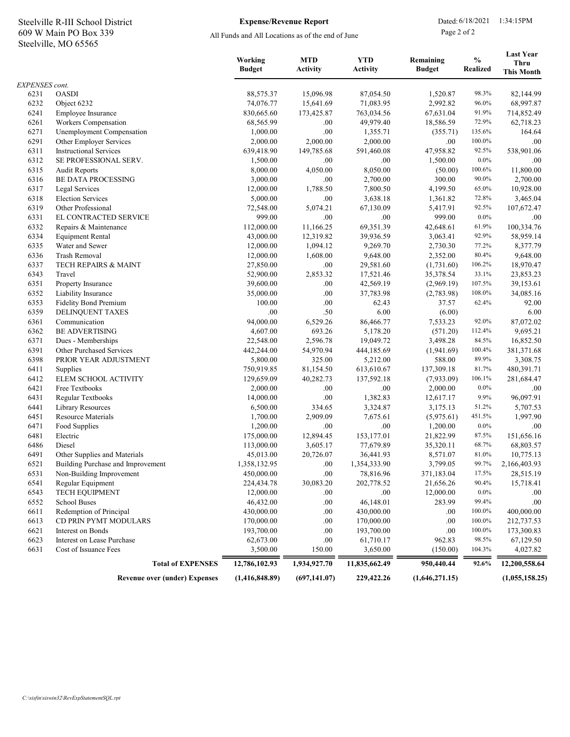Steelville R-III School District
609 W Main PO Box 339
Steelville, MO 65565

# Expense/Revenue Report

All Funds and All Locations as of the end of June

Dated: 6/18/2021 1:34:15PM

| | | Working Budget | MTD Activity | YTD Activity | Remaining Budget | % Realized | Last Year Thru This Month |
|---|---|---|---|---|---|---|---|
| *EXPENSES cont.* | | | | | | | |
| 6231 | OASDI | 88,575.37 | 15,096.98 | 87,054.50 | 1,520.87 | 98.3% | 82,144.99 |
| 6232 | Object 6232 | 74,076.77 | 15,641.69 | 71,083.95 | 2,992.82 | 96.0% | 68,997.87 |
| 6241 | Employee Insurance | 830,665.60 | 173,425.87 | 763,034.56 | 67,631.04 | 91.9% | 714,852.49 |
| 6261 | Workers Compensation | 68,565.99 | .00 | 49,979.40 | 18,586.59 | 72.9% | 62,718.23 |
| 6271 | Unemployment Compensation | 1,000.00 | .00 | 1,355.71 | (355.71) | 135.6% | 164.64 |
| 6291 | Other Employer Services | 2,000.00 | 2,000.00 | 2,000.00 | .00 | 100.0% | .00 |
| 6311 | Instructional Services | 639,418.90 | 149,785.68 | 591,460.08 | 47,958.82 | 92.5% | 538,901.06 |
| 6312 | SE PROFESSIONAL SERV. | 1,500.00 | .00 | .00 | 1,500.00 | 0.0% | .00 |
| 6315 | Audit Reports | 8,000.00 | 4,050.00 | 8,050.00 | (50.00) | 100.6% | 11,800.00 |
| 6316 | BE DATA PROCESSING | 3,000.00 | .00 | 2,700.00 | 300.00 | 90.0% | 2,700.00 |
| 6317 | Legal Services | 12,000.00 | 1,788.50 | 7,800.50 | 4,199.50 | 65.0% | 10,928.00 |
| 6318 | Election Services | 5,000.00 | .00 | 3,638.18 | 1,361.82 | 72.8% | 3,465.04 |
| 6319 | Other Professional | 72,548.00 | 5,074.21 | 67,130.09 | 5,417.91 | 92.5% | 107,672.47 |
| 6331 | EL CONTRACTED SERVICE | 999.00 | .00 | .00 | 999.00 | 0.0% | .00 |
| 6332 | Repairs & Maintenance | 112,000.00 | 11,166.25 | 69,351.39 | 42,648.61 | 61.9% | 100,334.76 |
| 6334 | Equipment Rental | 43,000.00 | 12,319.82 | 39,936.59 | 3,063.41 | 92.9% | 58,959.14 |
| 6335 | Water and Sewer | 12,000.00 | 1,094.12 | 9,269.70 | 2,730.30 | 77.2% | 8,377.79 |
| 6336 | Trash Removal | 12,000.00 | 1,608.00 | 9,648.00 | 2,352.00 | 80.4% | 9,648.00 |
| 6337 | TECH REPAIRS & MAINT | 27,850.00 | .00 | 29,581.60 | (1,731.60) | 106.2% | 18,970.47 |
| 6343 | Travel | 52,900.00 | 2,853.32 | 17,521.46 | 35,378.54 | 33.1% | 23,853.23 |
| 6351 | Property Insurance | 39,600.00 | .00 | 42,569.19 | (2,969.19) | 107.5% | 39,153.61 |
| 6352 | Liability Insurance | 35,000.00 | .00 | 37,783.98 | (2,783.98) | 108.0% | 34,085.16 |
| 6353 | Fidelity Bond Premium | 100.00 | .00 | 62.43 | 37.57 | 62.4% | 92.00 |
| 6359 | DELINQUENT TAXES | .00 | .50 | 6.00 | (6.00) | | 6.00 |
| 6361 | Communication | 94,000.00 | 6,529.26 | 86,466.77 | 7,533.23 | 92.0% | 87,072.02 |
| 6362 | BE ADVERTISING | 4,607.00 | 693.26 | 5,178.20 | (571.20) | 112.4% | 9,695.21 |
| 6371 | Dues - Memberships | 22,548.00 | 2,596.78 | 19,049.72 | 3,498.28 | 84.5% | 16,852.50 |
| 6391 | Other Purchased Services | 442,244.00 | 54,970.94 | 444,185.69 | (1,941.69) | 100.4% | 381,371.68 |
| 6398 | PRIOR YEAR ADJUSTMENT | 5,800.00 | 325.00 | 5,212.00 | 588.00 | 89.9% | 3,308.75 |
| 6411 | Supplies | 750,919.85 | 81,154.50 | 613,610.67 | 137,309.18 | 81.7% | 480,391.71 |
| 6412 | ELEM SCHOOL ACTIVITY | 129,659.09 | 40,282.73 | 137,592.18 | (7,933.09) | 106.1% | 281,684.47 |
| 6421 | Free Textbooks | 2,000.00 | .00 | .00 | 2,000.00 | 0.0% | .00 |
| 6431 | Regular Textbooks | 14,000.00 | .00 | 1,382.83 | 12,617.17 | 9.9% | 96,097.91 |
| 6441 | Library Resources | 6,500.00 | 334.65 | 3,324.87 | 3,175.13 | 51.2% | 5,707.53 |
| 6451 | Resource Materials | 1,700.00 | 2,909.09 | 7,675.61 | (5,975.61) | 451.5% | 1,997.90 |
| 6471 | Food Supplies | 1,200.00 | .00 | .00 | 1,200.00 | 0.0% | .00 |
| 6481 | Electric | 175,000.00 | 12,894.45 | 153,177.01 | 21,822.99 | 87.5% | 151,656.16 |
| 6486 | Diesel | 113,000.00 | 3,605.17 | 77,679.89 | 35,320.11 | 68.7% | 68,803.57 |
| 6491 | Other Supplies and Materials | 45,013.00 | 20,726.07 | 36,441.93 | 8,571.07 | 81.0% | 10,775.13 |
| 6521 | Building Purchase and Improvement | 1,358,132.95 | .00 | 1,354,333.90 | 3,799.05 | 99.7% | 2,166,403.93 |
| 6531 | Non-Building Improvement | 450,000.00 | .00 | 78,816.96 | 371,183.04 | 17.5% | 28,515.19 |
| 6541 | Regular Equipment | 224,434.78 | 30,083.20 | 202,778.52 | 21,656.26 | 90.4% | 15,718.41 |
| 6543 | TECH EQUIPMENT | 12,000.00 | .00 | .00 | 12,000.00 | 0.0% | .00 |
| 6552 | School Buses | 46,432.00 | .00 | 46,148.01 | 283.99 | 99.4% | .00 |
| 6611 | Redemption of Principal | 430,000.00 | .00 | 430,000.00 | .00 | 100.0% | 400,000.00 |
| 6613 | CD PRIN PYMT MODULARS | 170,000.00 | .00 | 170,000.00 | .00 | 100.0% | 212,737.53 |
| 6621 | Interest on Bonds | 193,700.00 | .00 | 193,700.00 | .00 | 100.0% | 173,300.83 |
| 6623 | Interest on Lease Purchase | 62,673.00 | .00 | 61,710.17 | 962.83 | 98.5% | 67,129.50 |
| 6631 | Cost of Issuance Fees | 3,500.00 | 150.00 | 3,650.00 | (150.00) | 104.3% | 4,027.82 |
| | **Total of EXPENSES** | **12,786,102.93** | **1,934,927.70** | **11,835,662.49** | **950,440.44** | **92.6%** | **12,200,558.64** |
| | **Revenue over (under) Expenses** | **(1,416,848.89)** | **(697,141.07)** | **229,422.26** | **(1,646,271.15)** | | **(1,055,158.25)** |

C:\sisfin\siswin32\RevExpStatementSQL.rpt